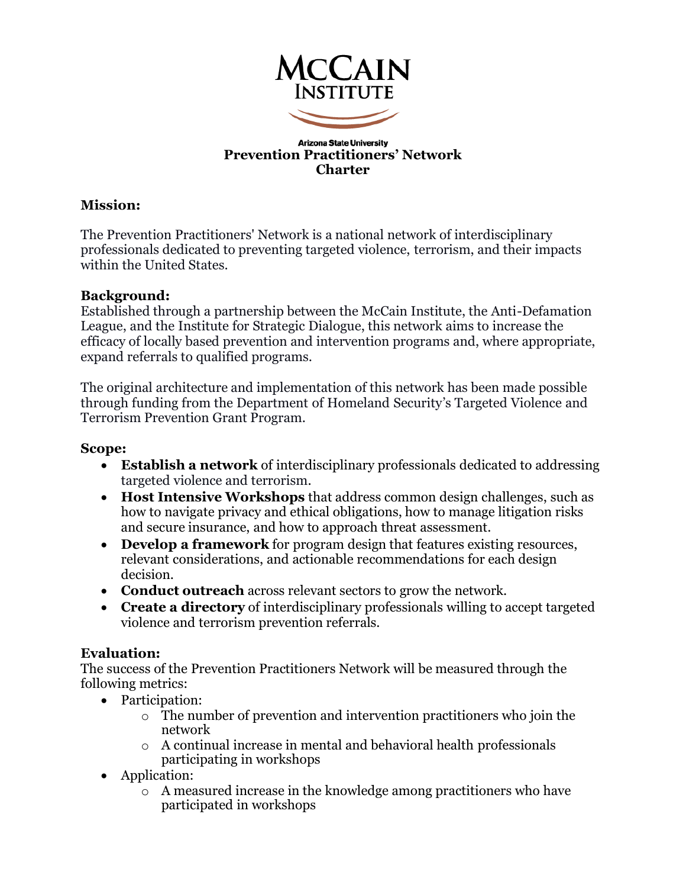# McCain Institute

Arizona State University

**Prevention Practitioners' Network**
**Charter**

## Mission:

The Prevention Practitioners' Network is a national network of interdisciplinary professionals dedicated to preventing targeted violence, terrorism, and their impacts within the United States.

## Background:

Established through a partnership between the McCain Institute, the Anti-Defamation League, and the Institute for Strategic Dialogue, this network aims to increase the efficacy of locally based prevention and intervention programs and, where appropriate, expand referrals to qualified programs.

The original architecture and implementation of this network has been made possible through funding from the Department of Homeland Security's Targeted Violence and Terrorism Prevention Grant Program.

## Scope:

- **Establish a network** of interdisciplinary professionals dedicated to addressing targeted violence and terrorism.
- **Host Intensive Workshops** that address common design challenges, such as how to navigate privacy and ethical obligations, how to manage litigation risks and secure insurance, and how to approach threat assessment.
- **Develop a framework** for program design that features existing resources, relevant considerations, and actionable recommendations for each design decision.
- **Conduct outreach** across relevant sectors to grow the network.
- **Create a directory** of interdisciplinary professionals willing to accept targeted violence and terrorism prevention referrals.

## Evaluation:

The success of the Prevention Practitioners Network will be measured through the following metrics:

- Participation:
  - The number of prevention and intervention practitioners who join the network
  - A continual increase in mental and behavioral health professionals participating in workshops
- Application:
  - A measured increase in the knowledge among practitioners who have participated in workshops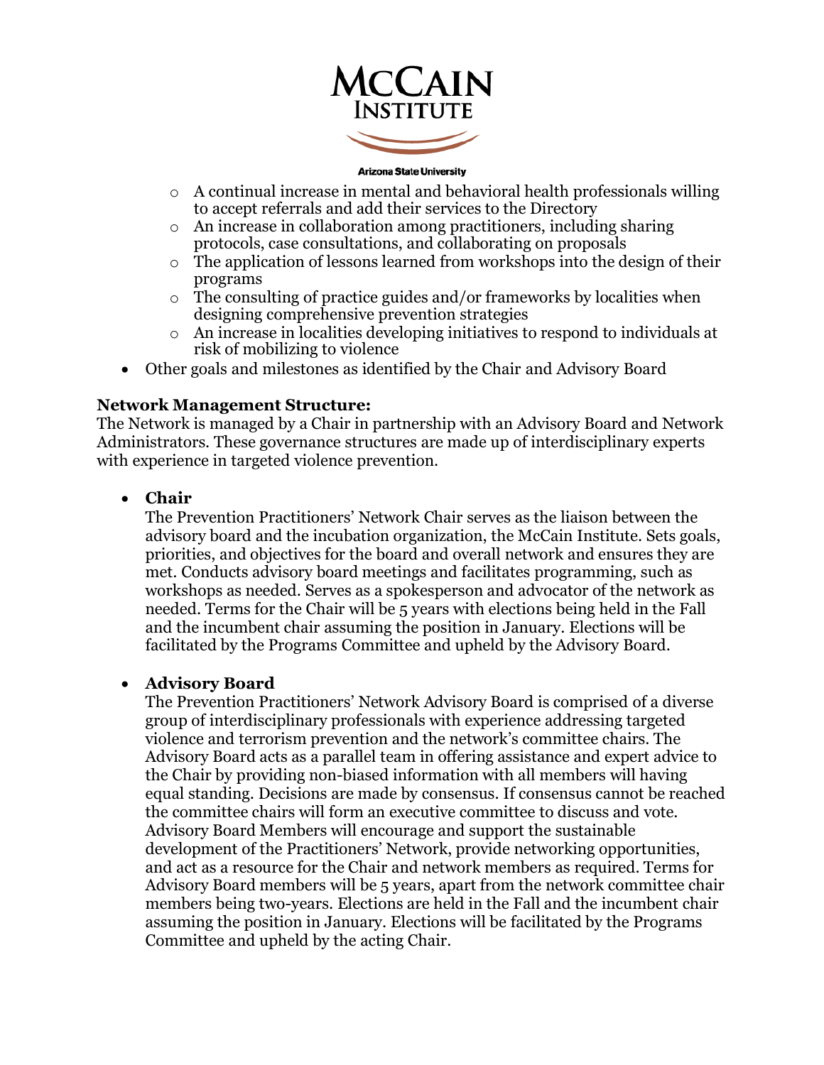- A continual increase in mental and behavioral health professionals willing to accept referrals and add their services to the Directory
  - An increase in collaboration among practitioners, including sharing protocols, case consultations, and collaborating on proposals
  - The application of lessons learned from workshops into the design of their programs
  - The consulting of practice guides and/or frameworks by localities when designing comprehensive prevention strategies
  - An increase in localities developing initiatives to respond to individuals at risk of mobilizing to violence
- Other goals and milestones as identified by the Chair and Advisory Board

**Network Management Structure:**
The Network is managed by a Chair in partnership with an Advisory Board and Network Administrators. These governance structures are made up of interdisciplinary experts with experience in targeted violence prevention.

- **Chair**
  The Prevention Practitioners' Network Chair serves as the liaison between the advisory board and the incubation organization, the McCain Institute. Sets goals, priorities, and objectives for the board and overall network and ensures they are met. Conducts advisory board meetings and facilitates programming, such as workshops as needed. Serves as a spokesperson and advocator of the network as needed. Terms for the Chair will be 5 years with elections being held in the Fall and the incumbent chair assuming the position in January. Elections will be facilitated by the Programs Committee and upheld by the Advisory Board.

- **Advisory Board**
  The Prevention Practitioners' Network Advisory Board is comprised of a diverse group of interdisciplinary professionals with experience addressing targeted violence and terrorism prevention and the network's committee chairs. The Advisory Board acts as a parallel team in offering assistance and expert advice to the Chair by providing non-biased information with all members will having equal standing. Decisions are made by consensus. If consensus cannot be reached the committee chairs will form an executive committee to discuss and vote. Advisory Board Members will encourage and support the sustainable development of the Practitioners' Network, provide networking opportunities, and act as a resource for the Chair and network members as required. Terms for Advisory Board members will be 5 years, apart from the network committee chair members being two-years. Elections are held in the Fall and the incumbent chair assuming the position in January. Elections will be facilitated by the Programs Committee and upheld by the acting Chair.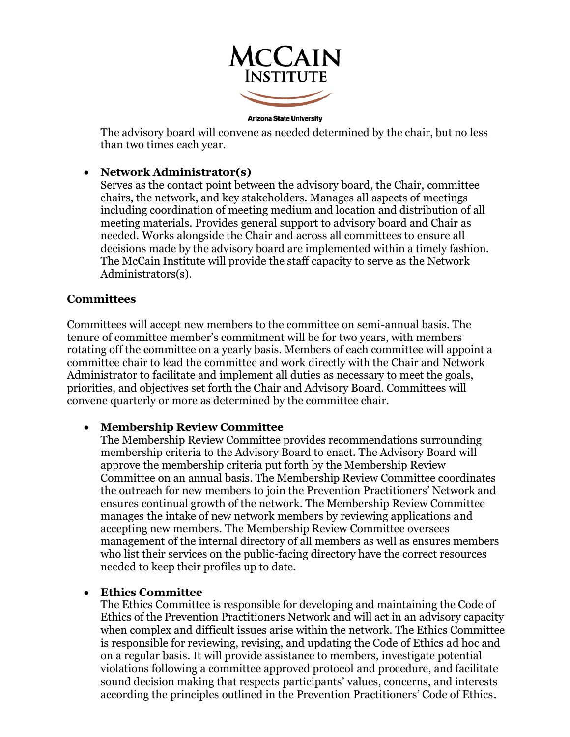The advisory board will convene as needed determined by the chair, but no less than two times each year.

- **Network Administrator(s)**
  Serves as the contact point between the advisory board, the Chair, committee chairs, the network, and key stakeholders. Manages all aspects of meetings including coordination of meeting medium and location and distribution of all meeting materials. Provides general support to advisory board and Chair as needed. Works alongside the Chair and across all committees to ensure all decisions made by the advisory board are implemented within a timely fashion. The McCain Institute will provide the staff capacity to serve as the Network Administrators(s).

**Committees**

Committees will accept new members to the committee on semi-annual basis. The tenure of committee member's commitment will be for two years, with members rotating off the committee on a yearly basis. Members of each committee will appoint a committee chair to lead the committee and work directly with the Chair and Network Administrator to facilitate and implement all duties as necessary to meet the goals, priorities, and objectives set forth the Chair and Advisory Board. Committees will convene quarterly or more as determined by the committee chair.

- **Membership Review Committee**
  The Membership Review Committee provides recommendations surrounding membership criteria to the Advisory Board to enact. The Advisory Board will approve the membership criteria put forth by the Membership Review Committee on an annual basis. The Membership Review Committee coordinates the outreach for new members to join the Prevention Practitioners' Network and ensures continual growth of the network. The Membership Review Committee manages the intake of new network members by reviewing applications and accepting new members. The Membership Review Committee oversees management of the internal directory of all members as well as ensures members who list their services on the public-facing directory have the correct resources needed to keep their profiles up to date.

- **Ethics Committee**
  The Ethics Committee is responsible for developing and maintaining the Code of Ethics of the Prevention Practitioners Network and will act in an advisory capacity when complex and difficult issues arise within the network. The Ethics Committee is responsible for reviewing, revising, and updating the Code of Ethics ad hoc and on a regular basis. It will provide assistance to members, investigate potential violations following a committee approved protocol and procedure, and facilitate sound decision making that respects participants' values, concerns, and interests according the principles outlined in the Prevention Practitioners' Code of Ethics.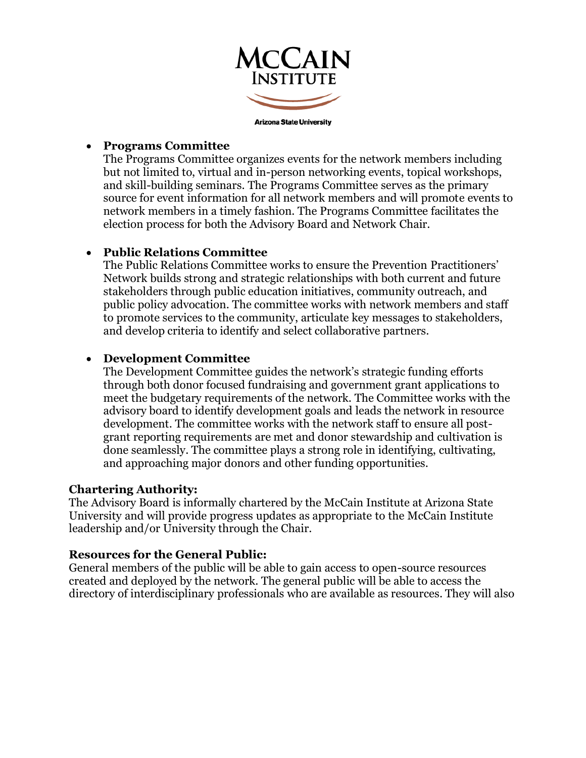- **Programs Committee**
  The Programs Committee organizes events for the network members including but not limited to, virtual and in-person networking events, topical workshops, and skill-building seminars. The Programs Committee serves as the primary source for event information for all network members and will promote events to network members in a timely fashion. The Programs Committee facilitates the election process for both the Advisory Board and Network Chair.

- **Public Relations Committee**
  The Public Relations Committee works to ensure the Prevention Practitioners' Network builds strong and strategic relationships with both current and future stakeholders through public education initiatives, community outreach, and public policy advocation. The committee works with network members and staff to promote services to the community, articulate key messages to stakeholders, and develop criteria to identify and select collaborative partners.

- **Development Committee**
  The Development Committee guides the network's strategic funding efforts through both donor focused fundraising and government grant applications to meet the budgetary requirements of the network. The Committee works with the advisory board to identify development goals and leads the network in resource development. The committee works with the network staff to ensure all post-grant reporting requirements are met and donor stewardship and cultivation is done seamlessly. The committee plays a strong role in identifying, cultivating, and approaching major donors and other funding opportunities.

**Chartering Authority:**
The Advisory Board is informally chartered by the McCain Institute at Arizona State University and will provide progress updates as appropriate to the McCain Institute leadership and/or University through the Chair.

**Resources for the General Public:**
General members of the public will be able to gain access to open-source resources created and deployed by the network. The general public will be able to access the directory of interdisciplinary professionals who are available as resources. They will also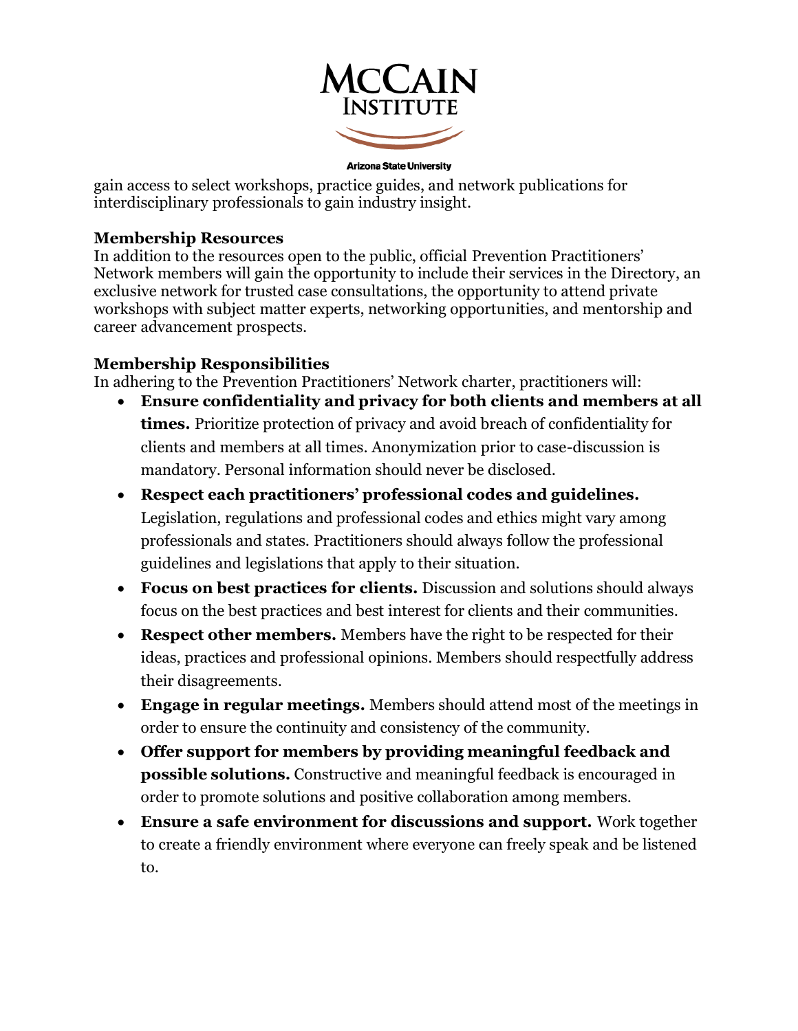gain access to select workshops, practice guides, and network publications for interdisciplinary professionals to gain industry insight.

**Membership Resources**

In addition to the resources open to the public, official Prevention Practitioners' Network members will gain the opportunity to include their services in the Directory, an exclusive network for trusted case consultations, the opportunity to attend private workshops with subject matter experts, networking opportunities, and mentorship and career advancement prospects.

**Membership Responsibilities**

In adhering to the Prevention Practitioners' Network charter, practitioners will:

- **Ensure confidentiality and privacy for both clients and members at all times.** Prioritize protection of privacy and avoid breach of confidentiality for clients and members at all times. Anonymization prior to case-discussion is mandatory. Personal information should never be disclosed.
- **Respect each practitioners' professional codes and guidelines.** Legislation, regulations and professional codes and ethics might vary among professionals and states. Practitioners should always follow the professional guidelines and legislations that apply to their situation.
- **Focus on best practices for clients.** Discussion and solutions should always focus on the best practices and best interest for clients and their communities.
- **Respect other members.** Members have the right to be respected for their ideas, practices and professional opinions. Members should respectfully address their disagreements.
- **Engage in regular meetings.** Members should attend most of the meetings in order to ensure the continuity and consistency of the community.
- **Offer support for members by providing meaningful feedback and possible solutions.** Constructive and meaningful feedback is encouraged in order to promote solutions and positive collaboration among members.
- **Ensure a safe environment for discussions and support.** Work together to create a friendly environment where everyone can freely speak and be listened to.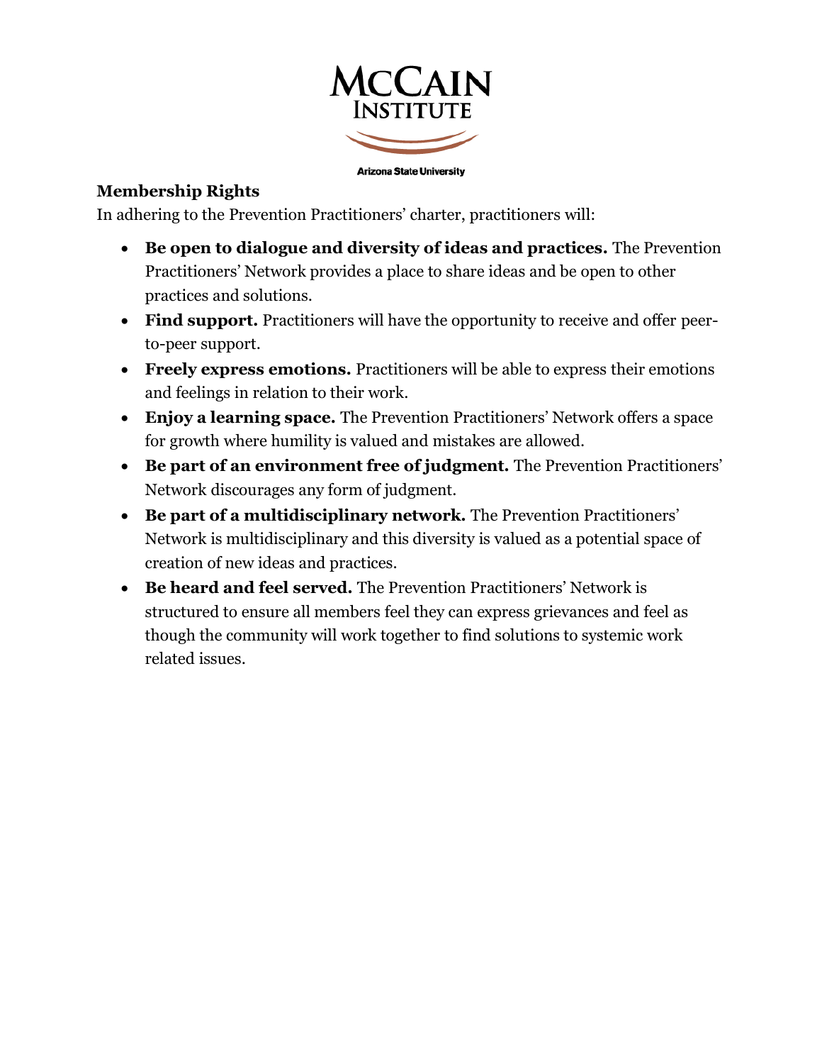## Membership Rights

In adhering to the Prevention Practitioners' charter, practitioners will:

- **Be open to dialogue and diversity of ideas and practices.** The Prevention Practitioners' Network provides a place to share ideas and be open to other practices and solutions.
- **Find support.** Practitioners will have the opportunity to receive and offer peer-to-peer support.
- **Freely express emotions.** Practitioners will be able to express their emotions and feelings in relation to their work.
- **Enjoy a learning space.** The Prevention Practitioners' Network offers a space for growth where humility is valued and mistakes are allowed.
- **Be part of an environment free of judgment.** The Prevention Practitioners' Network discourages any form of judgment.
- **Be part of a multidisciplinary network.** The Prevention Practitioners' Network is multidisciplinary and this diversity is valued as a potential space of creation of new ideas and practices.
- **Be heard and feel served.** The Prevention Practitioners' Network is structured to ensure all members feel they can express grievances and feel as though the community will work together to find solutions to systemic work related issues.